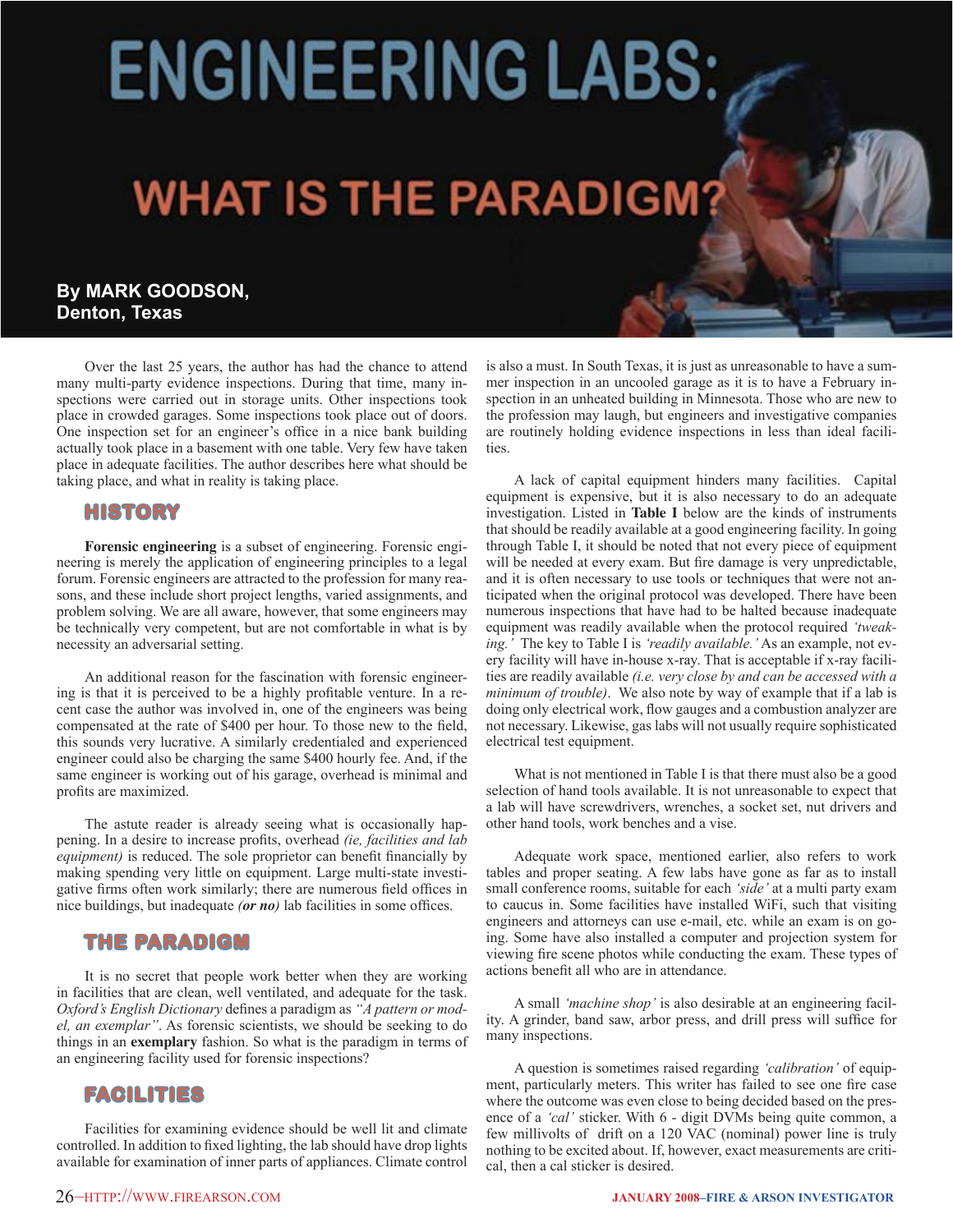# ENGINEERING LABS:

## WHAT IS THE PARADIGM?

**By MARK GOODSON, Denton, Texas**

Over the last 25 years, the author has had the chance to attend many multi-party evidence inspections. During that time, many inspections were carried out in storage units. Other inspections took place in crowded garages. Some inspections took place out of doors. One inspection set for an engineer's office in a nice bank building actually took place in a basement with one table. Very few have taken place in adequate facilities. The author describes here what should be taking place, and what in reality is taking place.

### HISTORY

**Forensic engineering** is a subset of engineering. Forensic engineering is merely the application of engineering principles to a legal forum. Forensic engineers are attracted to the profession for many reasons, and these include short project lengths, varied assignments, and problem solving. We are all aware, however, that some engineers may be technically very competent, but are not comfortable in what is by necessity an adversarial setting.

An additional reason for the fascination with forensic engineering is that it is perceived to be a highly profitable venture. In a recent case the author was involved in, one of the engineers was being compensated at the rate of $400 per hour. To those new to the field, this sounds very lucrative. A similarly credentialed and experienced engineer could also be charging the same $400 hourly fee. And, if the same engineer is working out of his garage, overhead is minimal and profits are maximized.

The astute reader is already seeing what is occasionally happening. In a desire to increase profits, overhead *(ie, facilities and lab equipment)* is reduced. The sole proprietor can benefit financially by making spending very little on equipment. Large multi-state investigative firms often work similarly; there are numerous field offices in nice buildings, but inadequate ***(or no)*** lab facilities in some offices.

### THE PARADIGM

It is no secret that people work better when they are working in facilities that are clean, well ventilated, and adequate for the task. *Oxford's English Dictionary* defines a paradigm as *"A pattern or model, an exemplar"*. As forensic scientists, we should be seeking to do things in an **exemplary** fashion. So what is the paradigm in terms of an engineering facility used for forensic inspections?

### FACILITIES

Facilities for examining evidence should be well lit and climate controlled. In addition to fixed lighting, the lab should have drop lights available for examination of inner parts of appliances. Climate control is also a must. In South Texas, it is just as unreasonable to have a summer inspection in an uncooled garage as it is to have a February inspection in an unheated building in Minnesota. Those who are new to the profession may laugh, but engineers and investigative companies are routinely holding evidence inspections in less than ideal facilities.

A lack of capital equipment hinders many facilities. Capital equipment is expensive, but it is also necessary to do an adequate investigation. Listed in **Table I** below are the kinds of instruments that should be readily available at a good engineering facility. In going through Table I, it should be noted that not every piece of equipment will be needed at every exam. But fire damage is very unpredictable, and it is often necessary to use tools or techniques that were not anticipated when the original protocol was developed. There have been numerous inspections that have had to be halted because inadequate equipment was readily available when the protocol required *'tweaking.'* The key to Table I is *'readily available.'* As an example, not every facility will have in-house x-ray. That is acceptable if x-ray facilities are readily available *(i.e. very close by and can be accessed with a minimum of trouble)*. We also note by way of example that if a lab is doing only electrical work, flow gauges and a combustion analyzer are not necessary. Likewise, gas labs will not usually require sophisticated electrical test equipment.

What is not mentioned in Table I is that there must also be a good selection of hand tools available. It is not unreasonable to expect that a lab will have screwdrivers, wrenches, a socket set, nut drivers and other hand tools, work benches and a vise.

Adequate work space, mentioned earlier, also refers to work tables and proper seating. A few labs have gone as far as to install small conference rooms, suitable for each *'side'* at a multi party exam to caucus in. Some facilities have installed WiFi, such that visiting engineers and attorneys can use e-mail, etc. while an exam is on going. Some have also installed a computer and projection system for viewing fire scene photos while conducting the exam. These types of actions benefit all who are in attendance.

A small *'machine shop'* is also desirable at an engineering facility. A grinder, band saw, arbor press, and drill press will suffice for many inspections.

A question is sometimes raised regarding *'calibration'* of equipment, particularly meters. This writer has failed to see one fire case where the outcome was even close to being decided based on the presence of a *'cal'* sticker. With 6 - digit DVMs being quite common, a few millivolts of drift on a 120 VAC (nominal) power line is truly nothing to be excited about. If, however, exact measurements are critical, then a cal sticker is desired.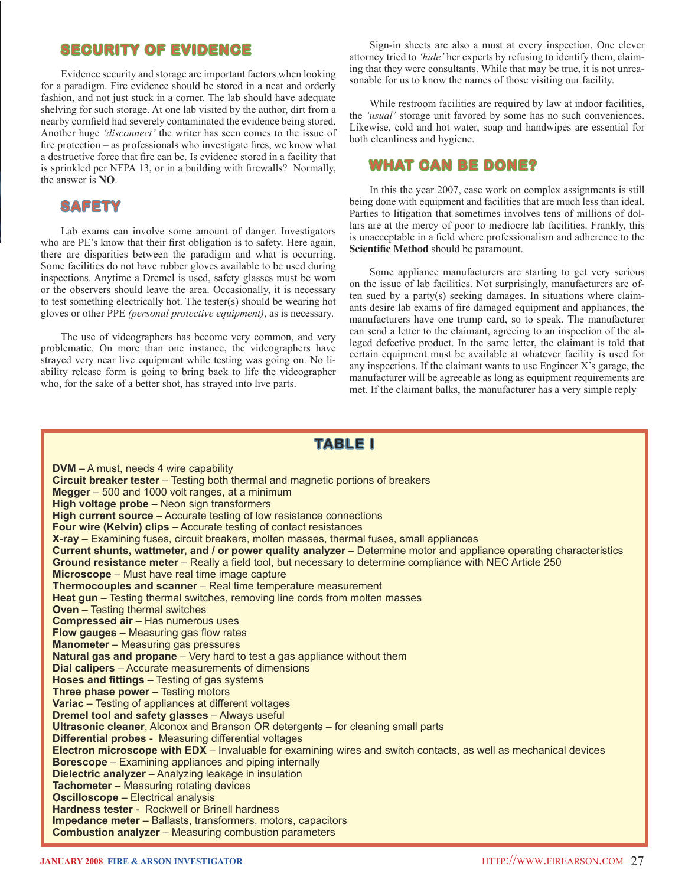## SECURITY OF EVIDENCE

Evidence security and storage are important factors when looking for a paradigm. Fire evidence should be stored in a neat and orderly fashion, and not just stuck in a corner. The lab should have adequate shelving for such storage. At one lab visited by the author, dirt from a nearby cornfield had severely contaminated the evidence being stored. Another huge *'disconnect'* the writer has seen comes to the issue of fire protection – as professionals who investigate fires, we know what a destructive force that fire can be. Is evidence stored in a facility that is sprinkled per NFPA 13, or in a building with firewalls? Normally, the answer is **NO**.

## SAFETY

Lab exams can involve some amount of danger. Investigators who are PE's know that their first obligation is to safety. Here again, there are disparities between the paradigm and what is occurring. Some facilities do not have rubber gloves available to be used during inspections. Anytime a Dremel is used, safety glasses must be worn or the observers should leave the area. Occasionally, it is necessary to test something electrically hot. The tester(s) should be wearing hot gloves or other PPE *(personal protective equipment)*, as is necessary.

The use of videographers has become very common, and very problematic. On more than one instance, the videographers have strayed very near live equipment while testing was going on. No liability release form is going to bring back to life the videographer who, for the sake of a better shot, has strayed into live parts.

Sign-in sheets are also a must at every inspection. One clever attorney tried to *'hide'* her experts by refusing to identify them, claiming that they were consultants. While that may be true, it is not unreasonable for us to know the names of those visiting our facility.

While restroom facilities are required by law at indoor facilities, the *'usual'* storage unit favored by some has no such conveniences. Likewise, cold and hot water, soap and handwipes are essential for both cleanliness and hygiene.

## WHAT CAN BE DONE?

In this the year 2007, case work on complex assignments is still being done with equipment and facilities that are much less than ideal. Parties to litigation that sometimes involves tens of millions of dollars are at the mercy of poor to mediocre lab facilities. Frankly, this is unacceptable in a field where professionalism and adherence to the **Scientific Method** should be paramount.

Some appliance manufacturers are starting to get very serious on the issue of lab facilities. Not surprisingly, manufacturers are often sued by a party(s) seeking damages. In situations where claimants desire lab exams of fire damaged equipment and appliances, the manufacturers have one trump card, so to speak. The manufacturer can send a letter to the claimant, agreeing to an inspection of the alleged defective product. In the same letter, the claimant is told that certain equipment must be available at whatever facility is used for any inspections. If the claimant wants to use Engineer X's garage, the manufacturer will be agreeable as long as equipment requirements are met. If the claimant balks, the manufacturer has a very simple reply

### TABLE I

**DVM** – A must, needs 4 wire capability
**Circuit breaker tester** – Testing both thermal and magnetic portions of breakers
**Megger** – 500 and 1000 volt ranges, at a minimum
**High voltage probe** – Neon sign transformers
**High current source** – Accurate testing of low resistance connections
**Four wire (Kelvin) clips** – Accurate testing of contact resistances
**X-ray** – Examining fuses, circuit breakers, molten masses, thermal fuses, small appliances
**Current shunts, wattmeter, and / or power quality analyzer** – Determine motor and appliance operating characteristics
**Ground resistance meter** – Really a field tool, but necessary to determine compliance with NEC Article 250
**Microscope** – Must have real time image capture
**Thermocouples and scanner** – Real time temperature measurement
**Heat gun** – Testing thermal switches, removing line cords from molten masses
**Oven** – Testing thermal switches
**Compressed air** – Has numerous uses
**Flow gauges** – Measuring gas flow rates
**Manometer** – Measuring gas pressures
**Natural gas and propane** – Very hard to test a gas appliance without them
**Dial calipers** – Accurate measurements of dimensions
**Hoses and fittings** – Testing of gas systems
**Three phase power** – Testing motors
**Variac** – Testing of appliances at different voltages
**Dremel tool and safety glasses** – Always useful
**Ultrasonic cleaner**, Alconox and Branson OR detergents – for cleaning small parts
**Differential probes** - Measuring differential voltages
**Electron microscope with EDX** – Invaluable for examining wires and switch contacts, as well as mechanical devices
**Borescope** – Examining appliances and piping internally
**Dielectric analyzer** – Analyzing leakage in insulation
**Tachometer** – Measuring rotating devices
**Oscilloscope** – Electrical analysis
**Hardness tester** - Rockwell or Brinell hardness
**Impedance meter** – Ballasts, transformers, motors, capacitors
**Combustion analyzer** – Measuring combustion parameters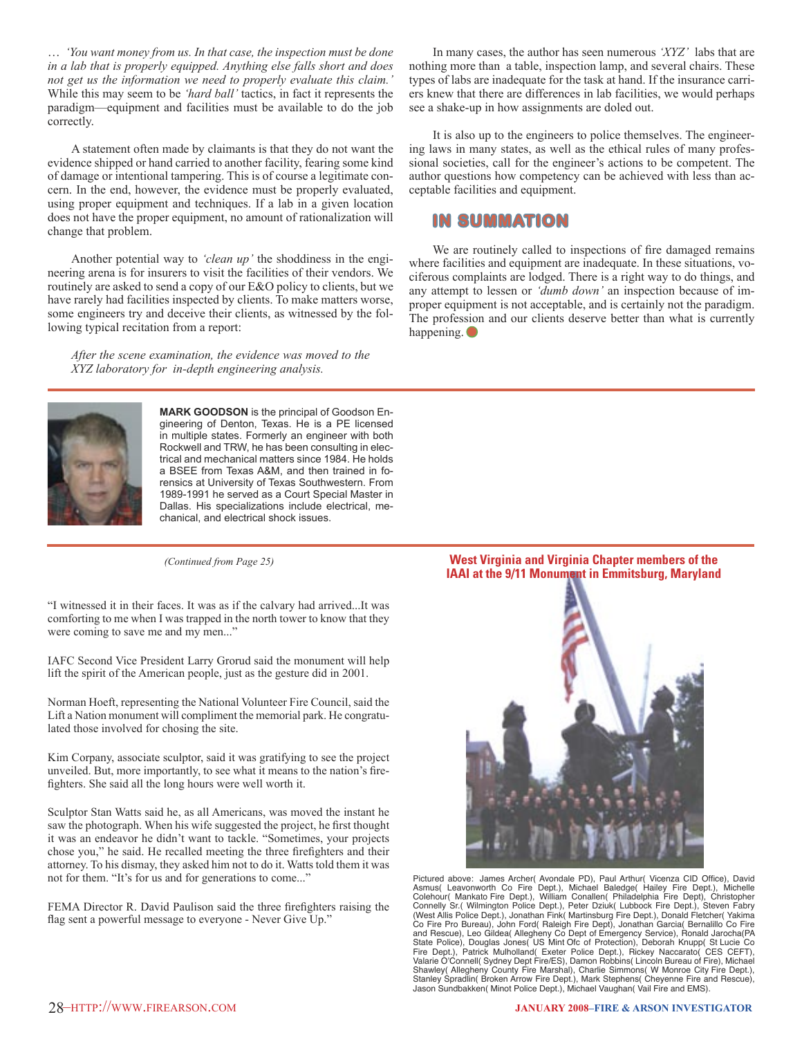*... 'You want money from us. In that case, the inspection must be done in a lab that is properly equipped. Anything else falls short and does not get us the information we need to properly evaluate this claim.'* While this may seem to be *'hard ball'* tactics, in fact it represents the paradigm—equipment and facilities must be available to do the job correctly.

A statement often made by claimants is that they do not want the evidence shipped or hand carried to another facility, fearing some kind of damage or intentional tampering. This is of course a legitimate concern. In the end, however, the evidence must be properly evaluated, using proper equipment and techniques. If a lab in a given location does not have the proper equipment, no amount of rationalization will change that problem.

Another potential way to *'clean up'* the shoddiness in the engineering arena is for insurers to visit the facilities of their vendors. We routinely are asked to send a copy of our E&O policy to clients, but we have rarely had facilities inspected by clients. To make matters worse, some engineers try and deceive their clients, as witnessed by the following typical recitation from a report:

*After the scene examination, the evidence was moved to the XYZ laboratory for in-depth engineering analysis.*

In many cases, the author has seen numerous *'XYZ'* labs that are nothing more than a table, inspection lamp, and several chairs. These types of labs are inadequate for the task at hand. If the insurance carriers knew that there are differences in lab facilities, we would perhaps see a shake-up in how assignments are doled out.

It is also up to the engineers to police themselves. The engineering laws in many states, as well as the ethical rules of many professional societies, call for the engineer's actions to be competent. The author questions how competency can be achieved with less than acceptable facilities and equipment.

## IN SUMMATION

We are routinely called to inspections of fire damaged remains where facilities and equipment are inadequate. In these situations, vociferous complaints are lodged. There is a right way to do things, and any attempt to lessen or *'dumb down'* an inspection because of improper equipment is not acceptable, and is certainly not the paradigm. The profession and our clients deserve better than what is currently happening.

**MARK GOODSON** is the principal of Goodson Engineering of Denton, Texas. He is a PE licensed in multiple states. Formerly an engineer with both Rockwell and TRW, he has been consulting in electrical and mechanical matters since 1984. He holds a BSEE from Texas A&M, and then trained in forensics at University of Texas Southwestern. From 1989-1991 he served as a Court Special Master in Dallas. His specializations include electrical, mechanical, and electrical shock issues.

---

*(Continued from Page 25)*

"I witnessed it in their faces. It was as if the calvary had arrived...It was comforting to me when I was trapped in the north tower to know that they were coming to save me and my men..."

IAFC Second Vice President Larry Grorud said the monument will help lift the spirit of the American people, just as the gesture did in 2001.

Norman Hoeft, representing the National Volunteer Fire Council, said the Lift a Nation monument will compliment the memorial park. He congratulated those involved for chosing the site.

Kim Corpany, associate sculptor, said it was gratifying to see the project unveiled. But, more importantly, to see what it means to the nation's firefighters. She said all the long hours were well worth it.

Sculptor Stan Watts said he, as all Americans, was moved the instant he saw the photograph. When his wife suggested the project, he first thought it was an endeavor he didn't want to tackle. "Sometimes, your projects chose you," he said. He recalled meeting the three firefighters and their attorney. To his dismay, they asked him not to do it. Watts told them it was not for them. "It's for us and for generations to come..."

FEMA Director R. David Paulison said the three firefighters raising the flag sent a powerful message to everyone - Never Give Up."

**West Virginia and Virginia Chapter members of the IAAI at the 9/11 Monument in Emmitsburg, Maryland**

Pictured above: James Archer( Avondale PD), Paul Arthur( Vicenza CID Office), David Asmus( Leavonworth Co Fire Dept.), Michael Baledge( Hailey Fire Dept.), Michelle Colehour( Mankato Fire Dept.), William Conallen( Philadelphia Fire Dept), Christopher Connelly Sr.( Wilmington Police Dept.), Peter Dziuk( Lubbock Fire Dept.), Steven Fabry (West Allis Police Dept.), Jonathan Fink( Martinsburg Fire Dept.), Donald Fletcher( Yakima Co Fire Pro Bureau), John Ford( Raleigh Fire Dept), Jonathan Garcia( Bernalillo Co Fire and Rescue), Leo Gildea( Allegheny Co Dept of Emergency Service), Ronald Jarocha(PA State Police), Douglas Jones( US Mint Ofc of Protection), Deborah Knupp( St Lucie Co Fire Dept.), Patrick Mulholland( Exeter Police Dept.), Rickey Naccarato( CES CEFT), Valarie O'Connell( Sydney Dept Fire/ES), Damon Robbins( Lincoln Bureau of Fire), Michael Shawley( Allegheny County Fire Marshal), Charlie Simmons( W Monroe City Fire Dept.), Stanley Spradlin( Broken Arrow Fire Dept.), Mark Stephens( Cheyenne Fire and Rescue), Jason Sundbakken( Minot Police Dept.), Michael Vaughan( Vail Fire and EMS).